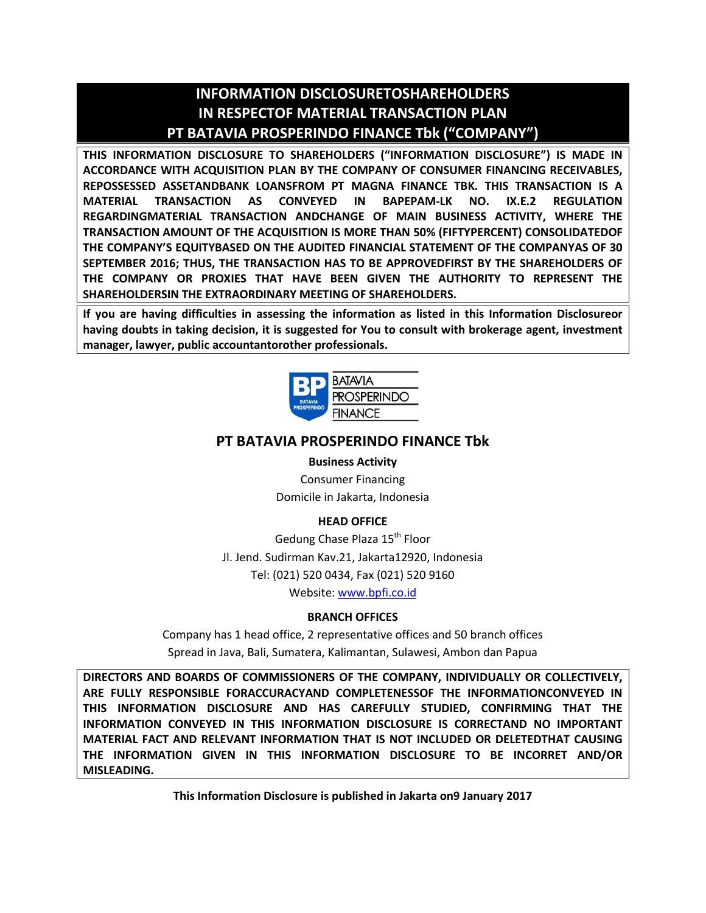# INFORMATION DISCLOSURETOSHAREHOLDERS IN RESPECTOF MATERIAL TRANSACTION PLAN PT BATAVIA PROSPERINDO FINANCE Tbk ("COMPANY")

**THIS INFORMATION DISCLOSURE TO SHAREHOLDERS ("INFORMATION DISCLOSURE") IS MADE IN ACCORDANCE WITH ACQUISITION PLAN BY THE COMPANY OF CONSUMER FINANCING RECEIVABLES, REPOSSESSED ASSETANDBANK LOANSFROM PT MAGNA FINANCE TBK. THIS TRANSACTION IS A MATERIAL TRANSACTION AS CONVEYED IN BAPEPAM-LK NO. IX.E.2 REGULATION REGARDINGMATERIAL TRANSACTION ANDCHANGE OF MAIN BUSINESS ACTIVITY, WHERE THE TRANSACTION AMOUNT OF THE ACQUISITION IS MORE THAN 50% (FIFTYPERCENT) CONSOLIDATEDOF THE COMPANY'S EQUITYBASED ON THE AUDITED FINANCIAL STATEMENT OF THE COMPANYAS OF 30 SEPTEMBER 2016; THUS, THE TRANSACTION HAS TO BE APPROVEDFIRST BY THE SHAREHOLDERS OF THE COMPANY OR PROXIES THAT HAVE BEEN GIVEN THE AUTHORITY TO REPRESENT THE SHAREHOLDERSIN THE EXTRAORDINARY MEETING OF SHAREHOLDERS.**

**If you are having difficulties in assessing the information as listed in this Information Disclosureor having doubts in taking decision, it is suggested for You to consult with brokerage agent, investment manager, lawyer, public accountantorother professionals.**

BATAVIA PROSPERINDO FINANCE

## PT BATAVIA PROSPERINDO FINANCE Tbk

**Business Activity**

Consumer Financing

Domicile in Jakarta, Indonesia

**HEAD OFFICE**

Gedung Chase Plaza 15th Floor

Jl. Jend. Sudirman Kav.21, Jakarta12920, Indonesia

Tel: (021) 520 0434, Fax (021) 520 9160

Website: www.bpfi.co.id

**BRANCH OFFICES**

Company has 1 head office, 2 representative offices and 50 branch offices

Spread in Java, Bali, Sumatera, Kalimantan, Sulawesi, Ambon dan Papua

**DIRECTORS AND BOARDS OF COMMISSIONERS OF THE COMPANY, INDIVIDUALLY OR COLLECTIVELY, ARE FULLY RESPONSIBLE FORACCURACYAND COMPLETENESSOF THE INFORMATIONCONVEYED IN THIS INFORMATION DISCLOSURE AND HAS CAREFULLY STUDIED, CONFIRMING THAT THE INFORMATION CONVEYED IN THIS INFORMATION DISCLOSURE IS CORRECTAND NO IMPORTANT MATERIAL FACT AND RELEVANT INFORMATION THAT IS NOT INCLUDED OR DELETEDTHAT CAUSING THE INFORMATION GIVEN IN THIS INFORMATION DISCLOSURE TO BE INCORRET AND/OR MISLEADING.**

**This Information Disclosure is published in Jakarta on9 January 2017**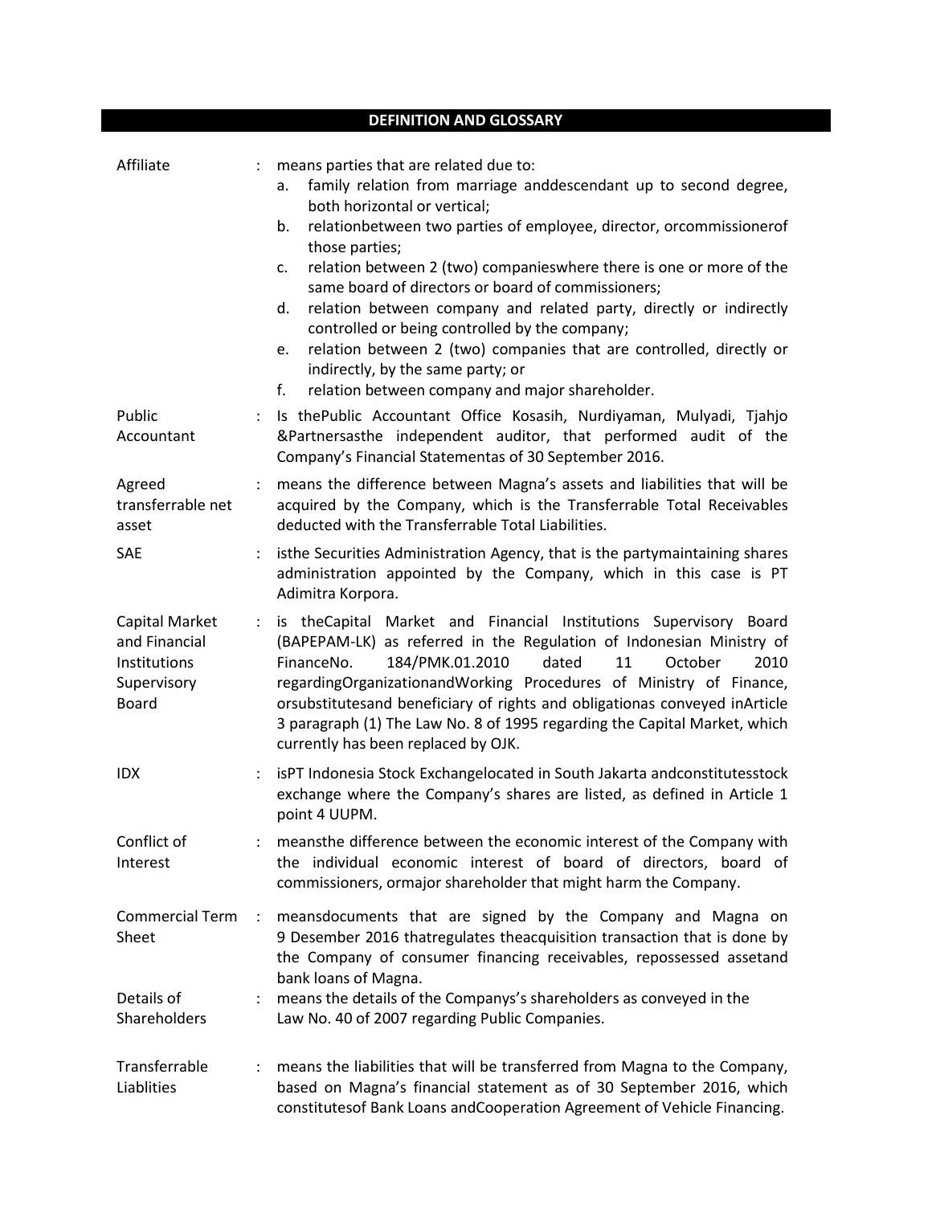## DEFINITION AND GLOSSARY

| | | |
|---|---|---|
| Affiliate | : | means parties that are related due to:<br>a. family relation from marriage anddescendant up to second degree, both horizontal or vertical;<br>b. relationbetween two parties of employee, director, orcommissionerof those parties;<br>c. relation between 2 (two) companieswhere there is one or more of the same board of directors or board of commissioners;<br>d. relation between company and related party, directly or indirectly controlled or being controlled by the company;<br>e. relation between 2 (two) companies that are controlled, directly or indirectly, by the same party; or<br>f. relation between company and major shareholder. |
| Public Accountant | : | Is thePublic Accountant Office Kosasih, Nurdiyaman, Mulyadi, Tjahjo &Partnersasthe independent auditor, that performed audit of the Company's Financial Statementas of 30 September 2016. |
| Agreed transferrable net asset | : | means the difference between Magna's assets and liabilities that will be acquired by the Company, which is the Transferrable Total Receivables deducted with the Transferrable Total Liabilities. |
| SAE | : | isthe Securities Administration Agency, that is the partymaintaining shares administration appointed by the Company, which in this case is PT Adimitra Korpora. |
| Capital Market and Financial Institutions Supervisory Board | : | is theCapital Market and Financial Institutions Supervisory Board (BAPEPAM-LK) as referred in the Regulation of Indonesian Ministry of FinanceNo. 184/PMK.01.2010 dated 11 October 2010 regardingOrganizationandWorking Procedures of Ministry of Finance, orsubstitutesand beneficiary of rights and obligationas conveyed inArticle 3 paragraph (1) The Law No. 8 of 1995 regarding the Capital Market, which currently has been replaced by OJK. |
| IDX | : | isPT Indonesia Stock Exchangelocated in South Jakarta andconstitutesstock exchange where the Company's shares are listed, as defined in Article 1 point 4 UUPM. |
| Conflict of Interest | : | meansthe difference between the economic interest of the Company with the individual economic interest of board of directors, board of commissioners, ormajor shareholder that might harm the Company. |
| Commercial Term Sheet | : | meansdocuments that are signed by the Company and Magna on 9 Desember 2016 thatregulates theacquisition transaction that is done by the Company of consumer financing receivables, repossessed assetand bank loans of Magna. |
| Details of Shareholders | : | means the details of the Companys's shareholders as conveyed in the Law No. 40 of 2007 regarding Public Companies. |
| Transferrable Liablities | : | means the liabilities that will be transferred from Magna to the Company, based on Magna's financial statement as of 30 September 2016, which constitutesof Bank Loans andCooperation Agreement of Vehicle Financing. |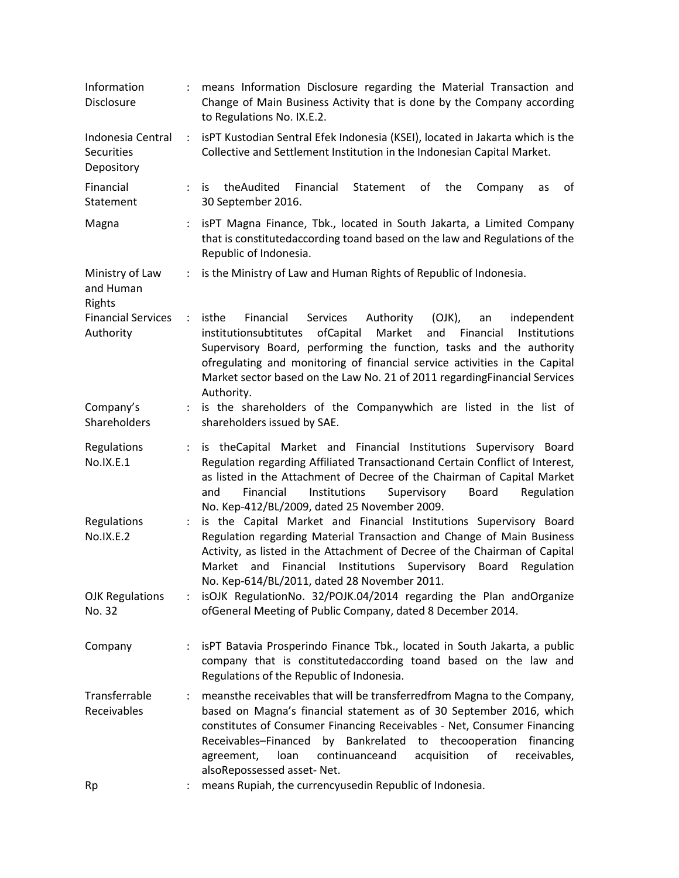| | | |
|---|---|---|
| Information Disclosure | : | means Information Disclosure regarding the Material Transaction and Change of Main Business Activity that is done by the Company according to Regulations No. IX.E.2. |
| Indonesia Central Securities Depository | : | isPT Kustodian Sentral Efek Indonesia (KSEI), located in Jakarta which is the Collective and Settlement Institution in the Indonesian Capital Market. |
| Financial Statement | : | is theAudited Financial Statement of the Company as of 30 September 2016. |
| Magna | : | isPT Magna Finance, Tbk., located in South Jakarta, a Limited Company that is constitutedaccording toand based on the law and Regulations of the Republic of Indonesia. |
| Ministry of Law and Human Rights | : | is the Ministry of Law and Human Rights of Republic of Indonesia. |
| Financial Services Authority | : | isthe Financial Services Authority (OJK), an independent institutionsubtitutes ofCapital Market and Financial Institutions Supervisory Board, performing the function, tasks and the authority ofregulating and monitoring of financial service activities in the Capital Market sector based on the Law No. 21 of 2011 regardingFinancial Services Authority. |
| Company's Shareholders | : | is the shareholders of the Companywhich are listed in the list of shareholders issued by SAE. |
| Regulations No.IX.E.1 | : | is theCapital Market and Financial Institutions Supervisory Board Regulation regarding Affiliated Transactionand Certain Conflict of Interest, as listed in the Attachment of Decree of the Chairman of Capital Market and Financial Institutions Supervisory Board Regulation No. Kep-412/BL/2009, dated 25 November 2009. |
| Regulations No.IX.E.2 | : | is the Capital Market and Financial Institutions Supervisory Board Regulation regarding Material Transaction and Change of Main Business Activity, as listed in the Attachment of Decree of the Chairman of Capital Market and Financial Institutions Supervisory Board Regulation No. Kep-614/BL/2011, dated 28 November 2011. |
| OJK Regulations No. 32 | : | isOJK RegulationNo. 32/POJK.04/2014 regarding the Plan andOrganize ofGeneral Meeting of Public Company, dated 8 December 2014. |
| Company | : | isPT Batavia Prosperindo Finance Tbk., located in South Jakarta, a public company that is constitutedaccording toand based on the law and Regulations of the Republic of Indonesia. |
| Transferrable Receivables | : | meansthe receivables that will be transferredfrom Magna to the Company, based on Magna's financial statement as of 30 September 2016, which constitutes of Consumer Financing Receivables - Net, Consumer Financing Receivables–Financed by Bankrelated to thecooperation financing agreement, loan continuanceand acquisition of receivables, alsoRepossessed asset- Net. |
| Rp | : | means Rupiah, the currencyusedin Republic of Indonesia. |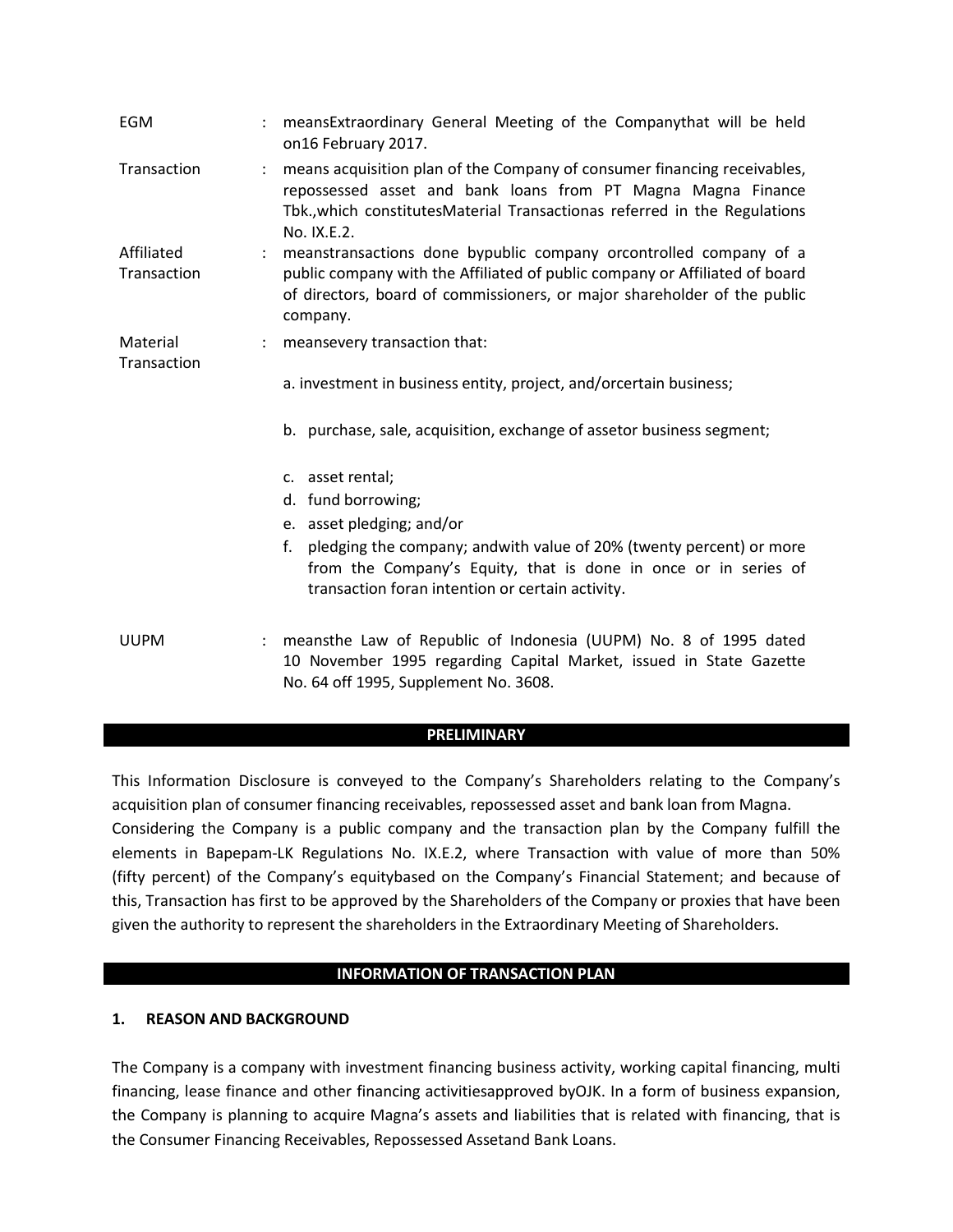| | | |
|---|---|---|
| EGM | : | meansExtraordinary General Meeting of the Companythat will be held on16 February 2017. |
| Transaction | : | means acquisition plan of the Company of consumer financing receivables, repossessed asset and bank loans from PT Magna Magna Finance Tbk.,which constitutesMaterial Transactionas referred in the Regulations No. IX.E.2. |
| Affiliated Transaction | : | meanstransactions done bypublic company orcontrolled company of a public company with the Affiliated of public company or Affiliated of board of directors, board of commissioners, or major shareholder of the public company. |
| Material Transaction | : | meansevery transaction that:<br><br>a. investment in business entity, project, and/orcertain business;<br><br>b. purchase, sale, acquisition, exchange of assetor business segment;<br><br>c. asset rental;<br>d. fund borrowing;<br>e. asset pledging; and/or<br>f. pledging the company; andwith value of 20% (twenty percent) or more from the Company's Equity, that is done in once or in series of transaction foran intention or certain activity. |
| UUPM | : | meansthe Law of Republic of Indonesia (UUPM) No. 8 of 1995 dated 10 November 1995 regarding Capital Market, issued in State Gazette No. 64 off 1995, Supplement No. 3608. |

## PRELIMINARY

This Information Disclosure is conveyed to the Company's Shareholders relating to the Company's acquisition plan of consumer financing receivables, repossessed asset and bank loan from Magna. Considering the Company is a public company and the transaction plan by the Company fulfill the elements in Bapepam-LK Regulations No. IX.E.2, where Transaction with value of more than 50% (fifty percent) of the Company's equitybased on the Company's Financial Statement; and because of this, Transaction has first to be approved by the Shareholders of the Company or proxies that have been given the authority to represent the shareholders in the Extraordinary Meeting of Shareholders.

## INFORMATION OF TRANSACTION PLAN

### 1. REASON AND BACKGROUND

The Company is a company with investment financing business activity, working capital financing, multi financing, lease finance and other financing activitiesapproved byOJK. In a form of business expansion, the Company is planning to acquire Magna's assets and liabilities that is related with financing, that is the Consumer Financing Receivables, Repossessed Assetand Bank Loans.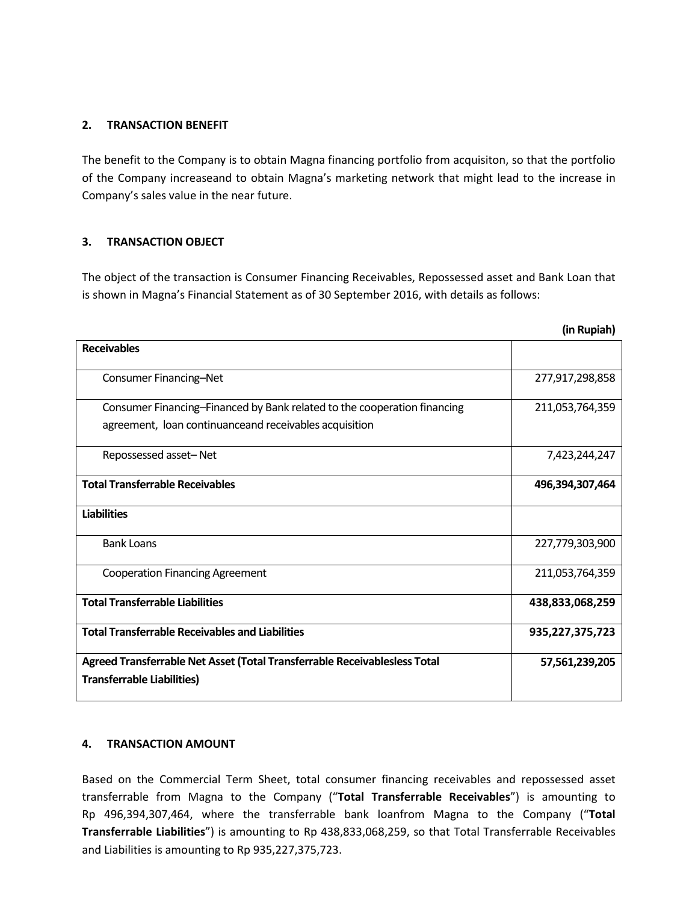## 2. TRANSACTION BENEFIT

The benefit to the Company is to obtain Magna financing portfolio from acquisiton, so that the portfolio of the Company increaseand to obtain Magna's marketing network that might lead to the increase in Company's sales value in the near future.

## 3. TRANSACTION OBJECT

The object of the transaction is Consumer Financing Receivables, Repossessed asset and Bank Loan that is shown in Magna's Financial Statement as of 30 September 2016, with details as follows:

**(in Rupiah)**

| | |
|---|---|
| **Receivables** | |
| Consumer Financing–Net | 277,917,298,858 |
| Consumer Financing–Financed by Bank related to the cooperation financing agreement, loan continuanceand receivables acquisition | 211,053,764,359 |
| Repossessed asset– Net | 7,423,244,247 |
| **Total Transferrable Receivables** | **496,394,307,464** |
| **Liabilities** | |
| Bank Loans | 227,779,303,900 |
| Cooperation Financing Agreement | 211,053,764,359 |
| **Total Transferrable Liabilities** | **438,833,068,259** |
| **Total Transferrable Receivables and Liabilities** | **935,227,375,723** |
| **Agreed Transferrable Net Asset (Total Transferrable Receivablesless Total Transferrable Liabilities)** | **57,561,239,205** |

## 4. TRANSACTION AMOUNT

Based on the Commercial Term Sheet, total consumer financing receivables and repossessed asset transferrable from Magna to the Company ("**Total Transferrable Receivables**") is amounting to Rp 496,394,307,464, where the transferrable bank loanfrom Magna to the Company ("**Total Transferrable Liabilities**") is amounting to Rp 438,833,068,259, so that Total Transferrable Receivables and Liabilities is amounting to Rp 935,227,375,723.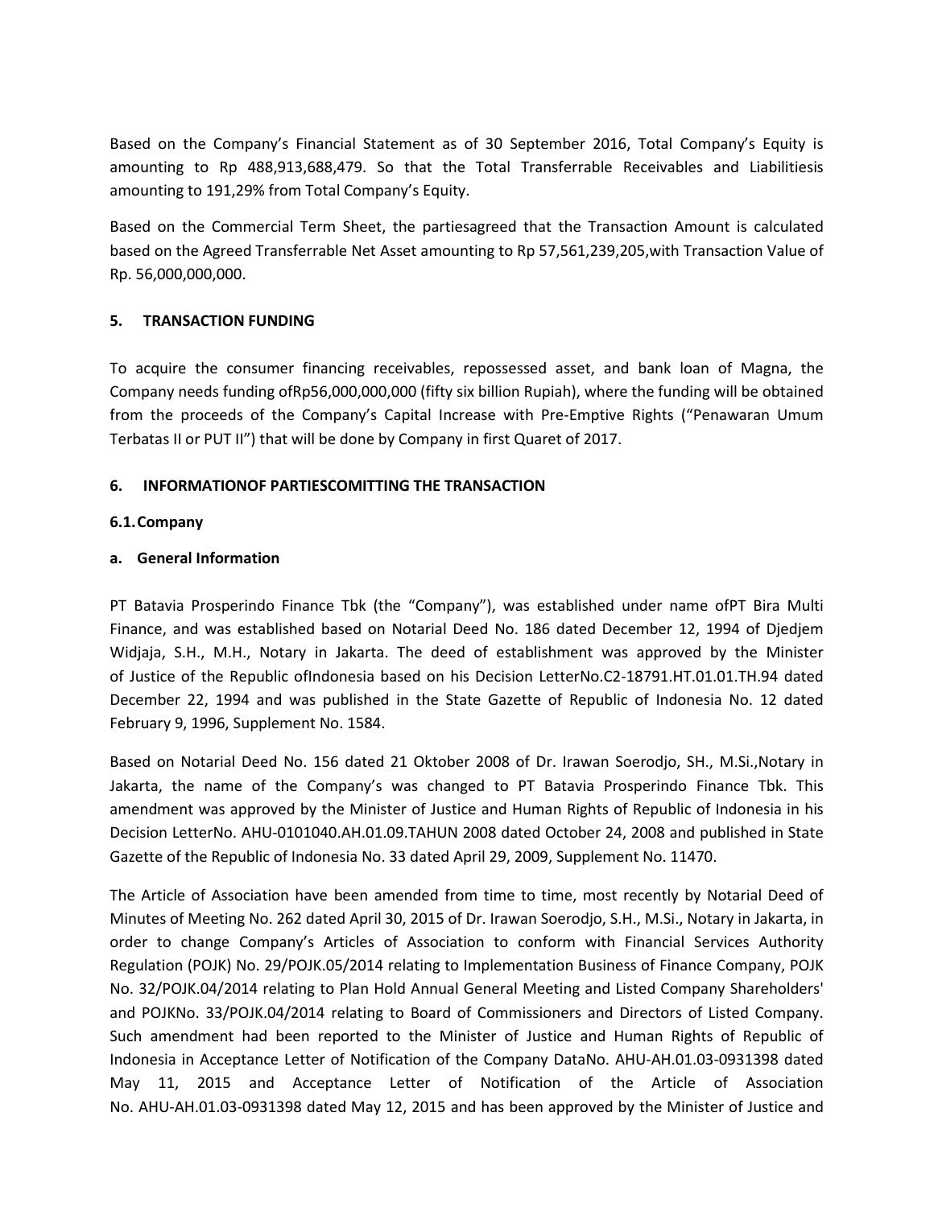Based on the Company's Financial Statement as of 30 September 2016, Total Company's Equity is amounting to Rp 488,913,688,479. So that the Total Transferrable Receivables and Liabilitiesis amounting to 191,29% from Total Company's Equity.

Based on the Commercial Term Sheet, the partiesagreed that the Transaction Amount is calculated based on the Agreed Transferrable Net Asset amounting to Rp 57,561,239,205,with Transaction Value of Rp. 56,000,000,000.

## 5. TRANSACTION FUNDING

To acquire the consumer financing receivables, repossessed asset, and bank loan of Magna, the Company needs funding ofRp56,000,000,000 (fifty six billion Rupiah), where the funding will be obtained from the proceeds of the Company's Capital Increase with Pre-Emptive Rights ("Penawaran Umum Terbatas II or PUT II") that will be done by Company in first Quaret of 2017.

## 6. INFORMATIONOF PARTIESCOMITTING THE TRANSACTION

### 6.1. Company

#### a. General Information

PT Batavia Prosperindo Finance Tbk (the "Company"), was established under name ofPT Bira Multi Finance, and was established based on Notarial Deed No. 186 dated December 12, 1994 of Djedjem Widjaja, S.H., M.H., Notary in Jakarta. The deed of establishment was approved by the Minister of Justice of the Republic ofIndonesia based on his Decision LetterNo.C2-18791.HT.01.01.TH.94 dated December 22, 1994 and was published in the State Gazette of Republic of Indonesia No. 12 dated February 9, 1996, Supplement No. 1584.

Based on Notarial Deed No. 156 dated 21 Oktober 2008 of Dr. Irawan Soerodjo, SH., M.Si.,Notary in Jakarta, the name of the Company's was changed to PT Batavia Prosperindo Finance Tbk. This amendment was approved by the Minister of Justice and Human Rights of Republic of Indonesia in his Decision LetterNo. AHU-0101040.AH.01.09.TAHUN 2008 dated October 24, 2008 and published in State Gazette of the Republic of Indonesia No. 33 dated April 29, 2009, Supplement No. 11470.

The Article of Association have been amended from time to time, most recently by Notarial Deed of Minutes of Meeting No. 262 dated April 30, 2015 of Dr. Irawan Soerodjo, S.H., M.Si., Notary in Jakarta, in order to change Company's Articles of Association to conform with Financial Services Authority Regulation (POJK) No. 29/POJK.05/2014 relating to Implementation Business of Finance Company, POJK No. 32/POJK.04/2014 relating to Plan Hold Annual General Meeting and Listed Company Shareholders' and POJKNo. 33/POJK.04/2014 relating to Board of Commissioners and Directors of Listed Company. Such amendment had been reported to the Minister of Justice and Human Rights of Republic of Indonesia in Acceptance Letter of Notification of the Company DataNo. AHU-AH.01.03-0931398 dated May 11, 2015 and Acceptance Letter of Notification of the Article of Association No. AHU-AH.01.03-0931398 dated May 12, 2015 and has been approved by the Minister of Justice and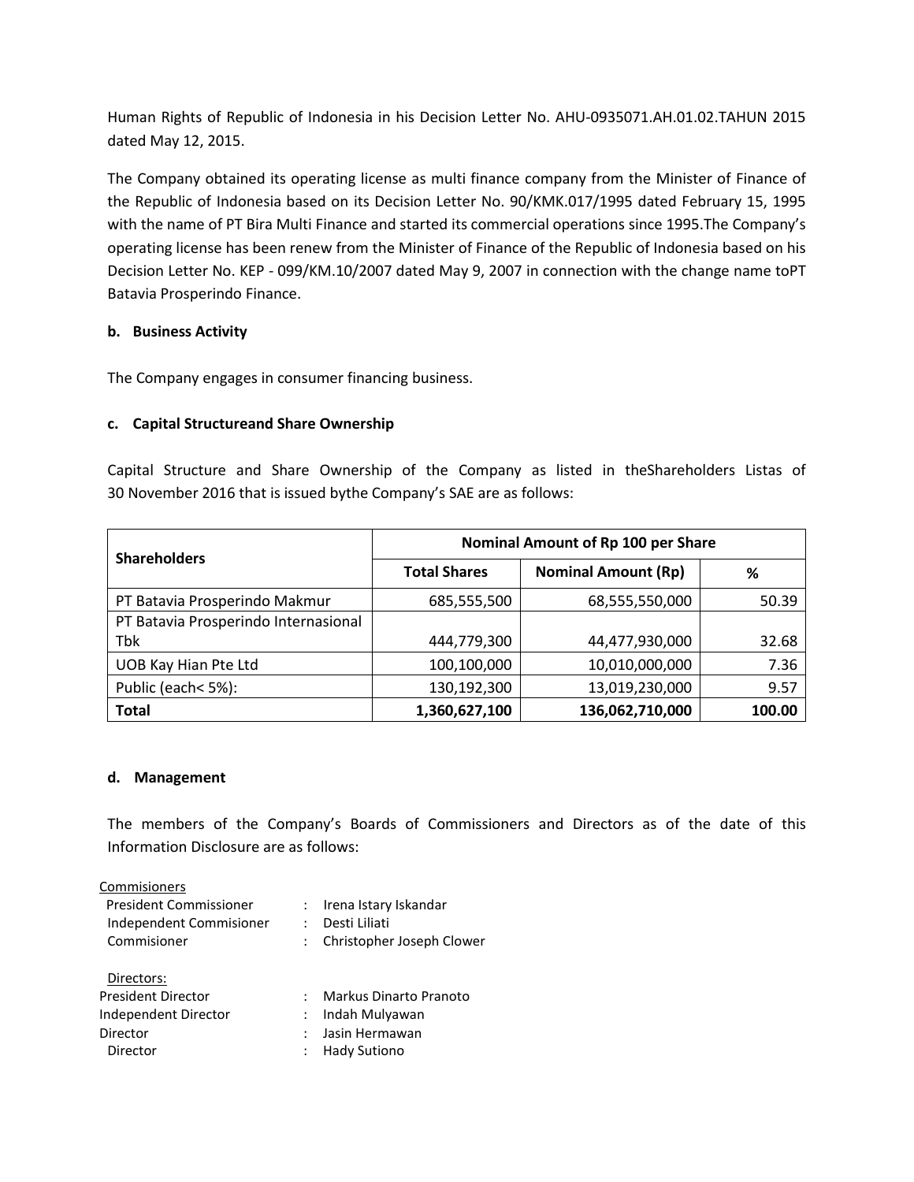Human Rights of Republic of Indonesia in his Decision Letter No. AHU-0935071.AH.01.02.TAHUN 2015 dated May 12, 2015.

The Company obtained its operating license as multi finance company from the Minister of Finance of the Republic of Indonesia based on its Decision Letter No. 90/KMK.017/1995 dated February 15, 1995 with the name of PT Bira Multi Finance and started its commercial operations since 1995.The Company's operating license has been renew from the Minister of Finance of the Republic of Indonesia based on his Decision Letter No. KEP - 099/KM.10/2007 dated May 9, 2007 in connection with the change name toPT Batavia Prosperindo Finance.

**b. Business Activity**

The Company engages in consumer financing business.

**c. Capital Structureand Share Ownership**

Capital Structure and Share Ownership of the Company as listed in theShareholders Listas of 30 November 2016 that is issued bythe Company's SAE are as follows:

| Shareholders | Nominal Amount of Rp 100 per Share | | |
|---|---|---|---|
| | **Total Shares** | **Nominal Amount (Rp)** | **%** |
| PT Batavia Prosperindo Makmur | 685,555,500 | 68,555,550,000 | 50.39 |
| PT Batavia Prosperindo Internasional Tbk | 444,779,300 | 44,477,930,000 | 32.68 |
| UOB Kay Hian Pte Ltd | 100,100,000 | 10,010,000,000 | 7.36 |
| Public (each< 5%): | 130,192,300 | 13,019,230,000 | 9.57 |
| **Total** | **1,360,627,100** | **136,062,710,000** | **100.00** |

**d. Management**

The members of the Company's Boards of Commissioners and Directors as of the date of this Information Disclosure are as follows:

Commisioners

| | | |
|---|---|---|
| President Commissioner | : | Irena Istary Iskandar |
| Independent Commisioner | : | Desti Liliati |
| Commisioner | : | Christopher Joseph Clower |

Directors:

| | | |
|---|---|---|
| President Director | : | Markus Dinarto Pranoto |
| Independent Director | : | Indah Mulyawan |
| Director | : | Jasin Hermawan |
| Director | : | Hady Sutiono |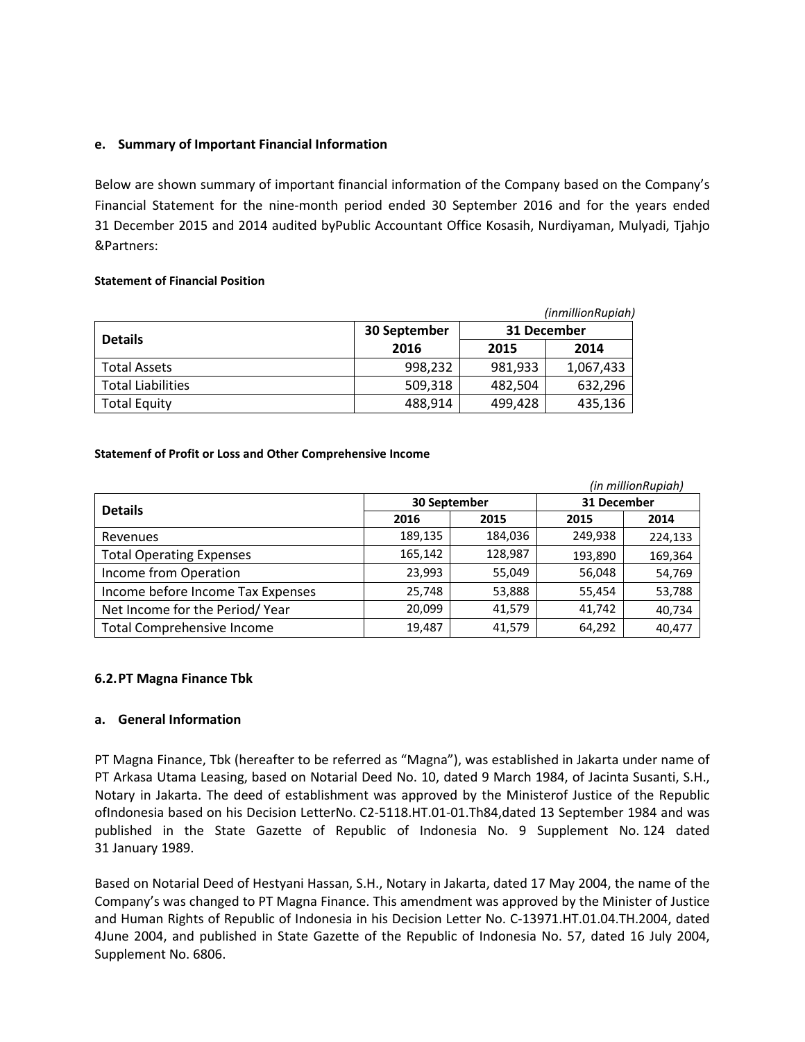#### e. Summary of Important Financial Information

Below are shown summary of important financial information of the Company based on the Company's Financial Statement for the nine-month period ended 30 September 2016 and for the years ended 31 December 2015 and 2014 audited byPublic Accountant Office Kosasih, Nurdiyaman, Mulyadi, Tjahjo &Partners:

**Statement of Financial Position**

*(inmillionRupiah)*

| Details | 30 September 2016 | 31 December | |
|---|---|---|---|
| | | 2015 | 2014 |
| Total Assets | 998,232 | 981,933 | 1,067,433 |
| Total Liabilities | 509,318 | 482,504 | 632,296 |
| Total Equity | 488,914 | 499,428 | 435,136 |

**Statemenf of Profit or Loss and Other Comprehensive Income**

*(in millionRupiah)*

| Details | 30 September | | 31 December | |
|---|---|---|---|---|
| | 2016 | 2015 | 2015 | 2014 |
| Revenues | 189,135 | 184,036 | 249,938 | 224,133 |
| Total Operating Expenses | 165,142 | 128,987 | 193,890 | 169,364 |
| Income from Operation | 23,993 | 55,049 | 56,048 | 54,769 |
| Income before Income Tax Expenses | 25,748 | 53,888 | 55,454 | 53,788 |
| Net Income for the Period/ Year | 20,099 | 41,579 | 41,742 | 40,734 |
| Total Comprehensive Income | 19,487 | 41,579 | 64,292 | 40,477 |

### 6.2. PT Magna Finance Tbk

#### a. General Information

PT Magna Finance, Tbk (hereafter to be referred as "Magna"), was established in Jakarta under name of PT Arkasa Utama Leasing, based on Notarial Deed No. 10, dated 9 March 1984, of Jacinta Susanti, S.H., Notary in Jakarta. The deed of establishment was approved by the Ministerof Justice of the Republic ofIndonesia based on his Decision LetterNo. C2-5118.HT.01-01.Th84,dated 13 September 1984 and was published in the State Gazette of Republic of Indonesia No. 9 Supplement No. 124 dated 31 January 1989.

Based on Notarial Deed of Hestyani Hassan, S.H., Notary in Jakarta, dated 17 May 2004, the name of the Company's was changed to PT Magna Finance. This amendment was approved by the Minister of Justice and Human Rights of Republic of Indonesia in his Decision Letter No. C-13971.HT.01.04.TH.2004, dated 4June 2004, and published in State Gazette of the Republic of Indonesia No. 57, dated 16 July 2004, Supplement No. 6806.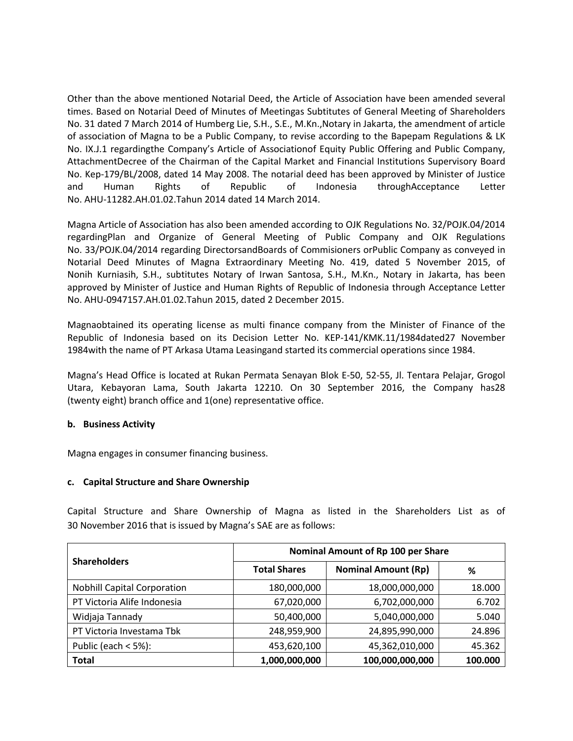Other than the above mentioned Notarial Deed, the Article of Association have been amended several times. Based on Notarial Deed of Minutes of Meetingas Subtitutes of General Meeting of Shareholders No. 31 dated 7 March 2014 of Humberg Lie, S.H., S.E., M.Kn.,Notary in Jakarta, the amendment of article of association of Magna to be a Public Company, to revise according to the Bapepam Regulations & LK No. IX.J.1 regardingthe Company's Article of Associationof Equity Public Offering and Public Company, AttachmentDecree of the Chairman of the Capital Market and Financial Institutions Supervisory Board No. Kep-179/BL/2008, dated 14 May 2008. The notarial deed has been approved by Minister of Justice and Human Rights of Republic of Indonesia throughAcceptance Letter No. AHU-11282.AH.01.02.Tahun 2014 dated 14 March 2014.

Magna Article of Association has also been amended according to OJK Regulations No. 32/POJK.04/2014 regardingPlan and Organize of General Meeting of Public Company and OJK Regulations No. 33/POJK.04/2014 regarding DirectorsandBoards of Commisioners orPublic Company as conveyed in Notarial Deed Minutes of Magna Extraordinary Meeting No. 419, dated 5 November 2015, of Nonih Kurniasih, S.H., subtitutes Notary of Irwan Santosa, S.H., M.Kn., Notary in Jakarta, has been approved by Minister of Justice and Human Rights of Republic of Indonesia through Acceptance Letter No. AHU-0947157.AH.01.02.Tahun 2015, dated 2 December 2015.

Magnaobtained its operating license as multi finance company from the Minister of Finance of the Republic of Indonesia based on its Decision Letter No. KEP-141/KMK.11/1984dated27 November 1984with the name of PT Arkasa Utama Leasingand started its commercial operations since 1984.

Magna's Head Office is located at Rukan Permata Senayan Blok E-50, 52-55, Jl. Tentara Pelajar, Grogol Utara, Kebayoran Lama, South Jakarta 12210. On 30 September 2016, the Company has28 (twenty eight) branch office and 1(one) representative office.

**b. Business Activity**

Magna engages in consumer financing business.

**c. Capital Structure and Share Ownership**

Capital Structure and Share Ownership of Magna as listed in the Shareholders List as of 30 November 2016 that is issued by Magna's SAE are as follows:

| Shareholders | Nominal Amount of Rp 100 per Share | | |
|---|---|---|---|
| | **Total Shares** | **Nominal Amount (Rp)** | **%** |
| Nobhill Capital Corporation | 180,000,000 | 18,000,000,000 | 18.000 |
| PT Victoria Alife Indonesia | 67,020,000 | 6,702,000,000 | 6.702 |
| Widjaja Tannady | 50,400,000 | 5,040,000,000 | 5.040 |
| PT Victoria Investama Tbk | 248,959,900 | 24,895,990,000 | 24.896 |
| Public (each < 5%): | 453,620,100 | 45,362,010,000 | 45.362 |
| **Total** | **1,000,000,000** | **100,000,000,000** | **100.000** |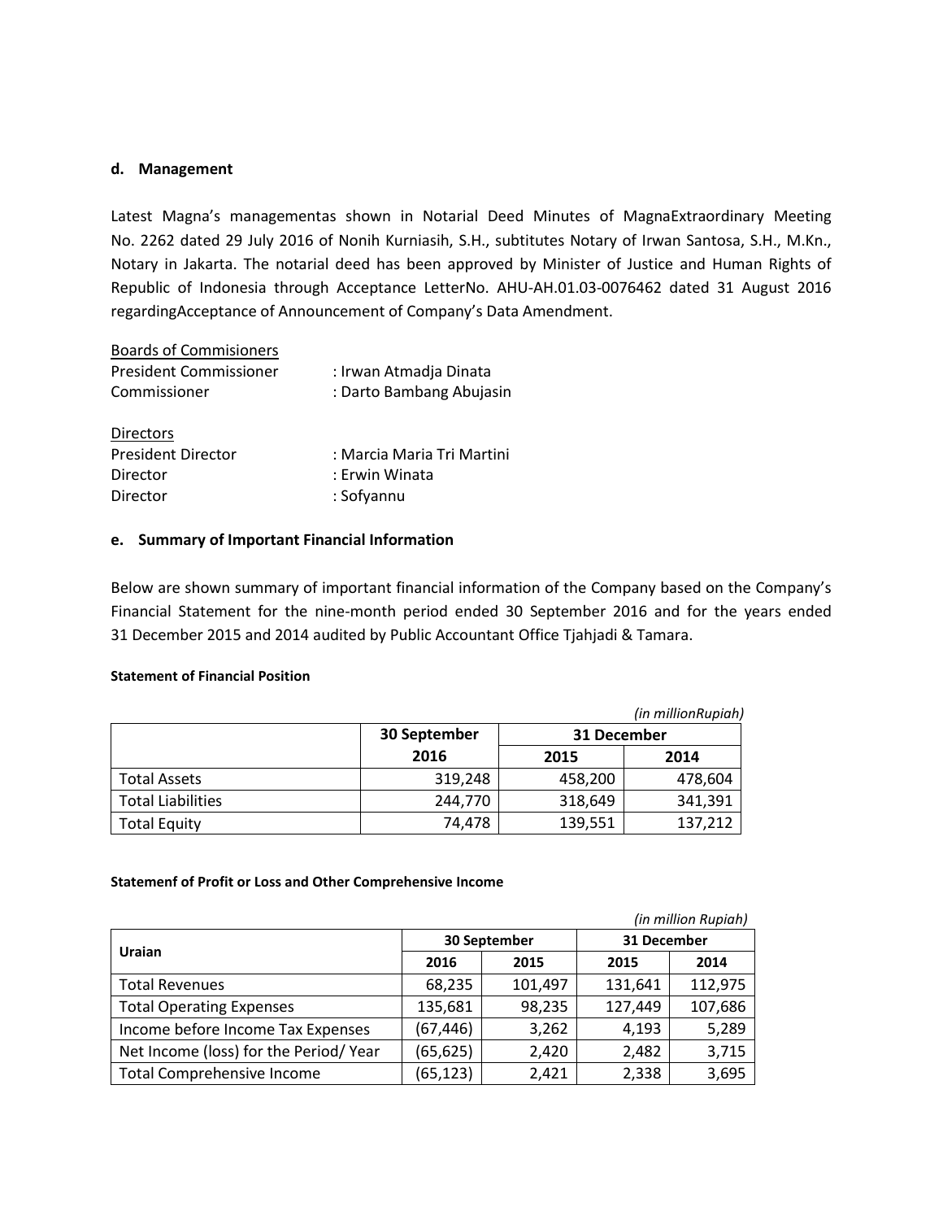### d. Management

Latest Magna's managementas shown in Notarial Deed Minutes of MagnaExtraordinary Meeting No. 2262 dated 29 July 2016 of Nonih Kurniasih, S.H., subtitutes Notary of Irwan Santosa, S.H., M.Kn., Notary in Jakarta. The notarial deed has been approved by Minister of Justice and Human Rights of Republic of Indonesia through Acceptance LetterNo. AHU-AH.01.03-0076462 dated 31 August 2016 regardingAcceptance of Announcement of Company's Data Amendment.

<u>Boards of Commisioners</u>
President Commissioner : Irwan Atmadja Dinata
Commissioner : Darto Bambang Abujasin

<u>Directors</u>
President Director : Marcia Maria Tri Martini
Director : Erwin Winata
Director : Sofyannu

### e. Summary of Important Financial Information

Below are shown summary of important financial information of the Company based on the Company's Financial Statement for the nine-month period ended 30 September 2016 and for the years ended 31 December 2015 and 2014 audited by Public Accountant Office Tjahjadi & Tamara.

**Statement of Financial Position**

*(in millionRupiah)*

| | 30 September | 31 December | |
|---|---|---|---|
| | 2016 | 2015 | 2014 |
| Total Assets | 319,248 | 458,200 | 478,604 |
| Total Liabilities | 244,770 | 318,649 | 341,391 |
| Total Equity | 74,478 | 139,551 | 137,212 |

**Statemenf of Profit or Loss and Other Comprehensive Income**

*(in million Rupiah)*

| Uraian | 30 September | | 31 December | |
|---|---|---|---|---|
| | 2016 | 2015 | 2015 | 2014 |
| Total Revenues | 68,235 | 101,497 | 131,641 | 112,975 |
| Total Operating Expenses | 135,681 | 98,235 | 127,449 | 107,686 |
| Income before Income Tax Expenses | (67,446) | 3,262 | 4,193 | 5,289 |
| Net Income (loss) for the Period/ Year | (65,625) | 2,420 | 2,482 | 3,715 |
| Total Comprehensive Income | (65,123) | 2,421 | 2,338 | 3,695 |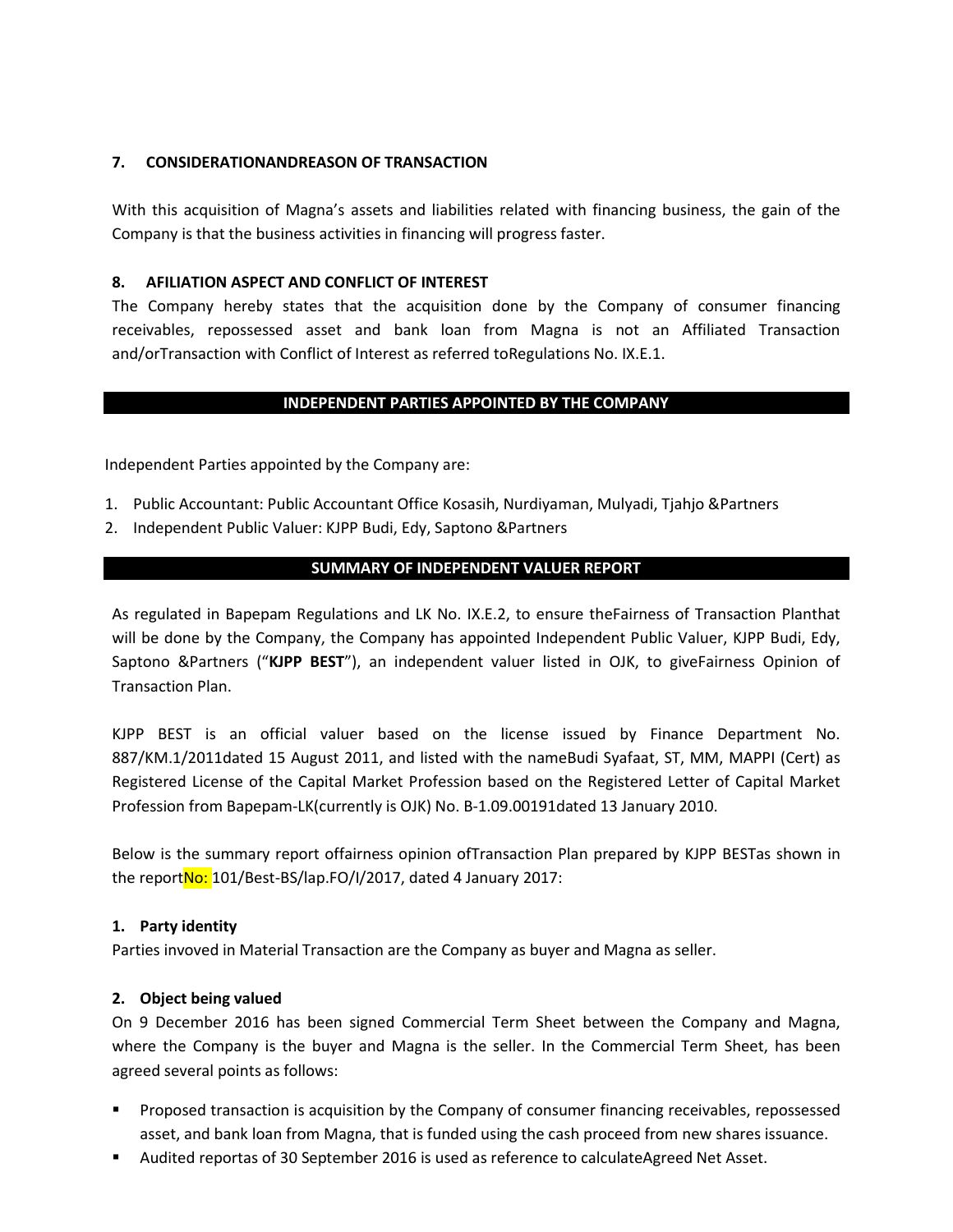### 7. CONSIDERATIONANDREASON OF TRANSACTION

With this acquisition of Magna's assets and liabilities related with financing business, the gain of the Company is that the business activities in financing will progress faster.

### 8. AFILIATION ASPECT AND CONFLICT OF INTEREST

The Company hereby states that the acquisition done by the Company of consumer financing receivables, repossessed asset and bank loan from Magna is not an Affiliated Transaction and/orTransaction with Conflict of Interest as referred toRegulations No. IX.E.1.

## INDEPENDENT PARTIES APPOINTED BY THE COMPANY

Independent Parties appointed by the Company are:

1. Public Accountant: Public Accountant Office Kosasih, Nurdiyaman, Mulyadi, Tjahjo &Partners
2. Independent Public Valuer: KJPP Budi, Edy, Saptono &Partners

## SUMMARY OF INDEPENDENT VALUER REPORT

As regulated in Bapepam Regulations and LK No. IX.E.2, to ensure theFairness of Transaction Planthat will be done by the Company, the Company has appointed Independent Public Valuer, KJPP Budi, Edy, Saptono &Partners ("**KJPP BEST**"), an independent valuer listed in OJK, to giveFairness Opinion of Transaction Plan.

KJPP BEST is an official valuer based on the license issued by Finance Department No. 887/KM.1/2011dated 15 August 2011, and listed with the nameBudi Syafaat, ST, MM, MAPPI (Cert) as Registered License of the Capital Market Profession based on the Registered Letter of Capital Market Profession from Bapepam-LK(currently is OJK) No. B-1.09.00191dated 13 January 2010.

Below is the summary report offairness opinion ofTransaction Plan prepared by KJPP BESTas shown in the reportNo: 101/Best-BS/lap.FO/I/2017, dated 4 January 2017:

**1. Party identity**

Parties invoved in Material Transaction are the Company as buyer and Magna as seller.

**2. Object being valued**

On 9 December 2016 has been signed Commercial Term Sheet between the Company and Magna, where the Company is the buyer and Magna is the seller. In the Commercial Term Sheet, has been agreed several points as follows:

- Proposed transaction is acquisition by the Company of consumer financing receivables, repossessed asset, and bank loan from Magna, that is funded using the cash proceed from new shares issuance.
- Audited reportas of 30 September 2016 is used as reference to calculateAgreed Net Asset.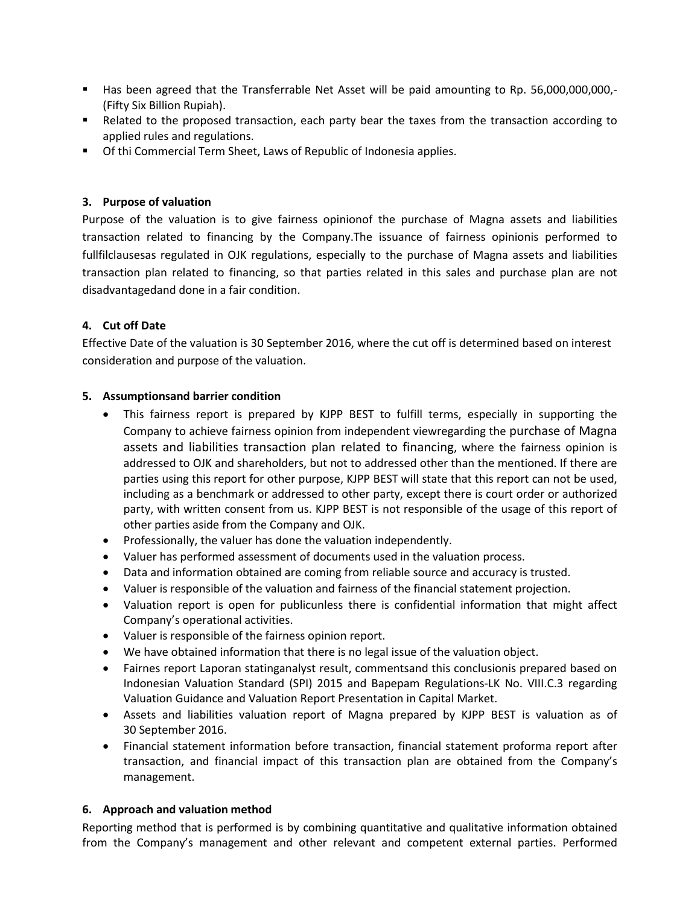- Has been agreed that the Transferrable Net Asset will be paid amounting to Rp. 56,000,000,000,- (Fifty Six Billion Rupiah).
- Related to the proposed transaction, each party bear the taxes from the transaction according to applied rules and regulations.
- Of thi Commercial Term Sheet, Laws of Republic of Indonesia applies.

**3. Purpose of valuation**

Purpose of the valuation is to give fairness opinionof the purchase of Magna assets and liabilities transaction related to financing by the Company.The issuance of fairness opinionis performed to fullfilclausesas regulated in OJK regulations, especially to the purchase of Magna assets and liabilities transaction plan related to financing, so that parties related in this sales and purchase plan are not disadvantagedand done in a fair condition.

**4. Cut off Date**

Effective Date of the valuation is 30 September 2016, where the cut off is determined based on interest consideration and purpose of the valuation.

**5. Assumptionsand barrier condition**

- This fairness report is prepared by KJPP BEST to fulfill terms, especially in supporting the Company to achieve fairness opinion from independent viewregarding the purchase of Magna assets and liabilities transaction plan related to financing, where the fairness opinion is addressed to OJK and shareholders, but not to addressed other than the mentioned. If there are parties using this report for other purpose, KJPP BEST will state that this report can not be used, including as a benchmark or addressed to other party, except there is court order or authorized party, with written consent from us. KJPP BEST is not responsible of the usage of this report of other parties aside from the Company and OJK.
- Professionally, the valuer has done the valuation independently.
- Valuer has performed assessment of documents used in the valuation process.
- Data and information obtained are coming from reliable source and accuracy is trusted.
- Valuer is responsible of the valuation and fairness of the financial statement projection.
- Valuation report is open for publicunless there is confidential information that might affect Company's operational activities.
- Valuer is responsible of the fairness opinion report.
- We have obtained information that there is no legal issue of the valuation object.
- Fairnes report Laporan statinganalyst result, commentsand this conclusionis prepared based on Indonesian Valuation Standard (SPI) 2015 and Bapepam Regulations-LK No. VIII.C.3 regarding Valuation Guidance and Valuation Report Presentation in Capital Market.
- Assets and liabilities valuation report of Magna prepared by KJPP BEST is valuation as of 30 September 2016.
- Financial statement information before transaction, financial statement proforma report after transaction, and financial impact of this transaction plan are obtained from the Company's management.

**6. Approach and valuation method**

Reporting method that is performed is by combining quantitative and qualitative information obtained from the Company's management and other relevant and competent external parties. Performed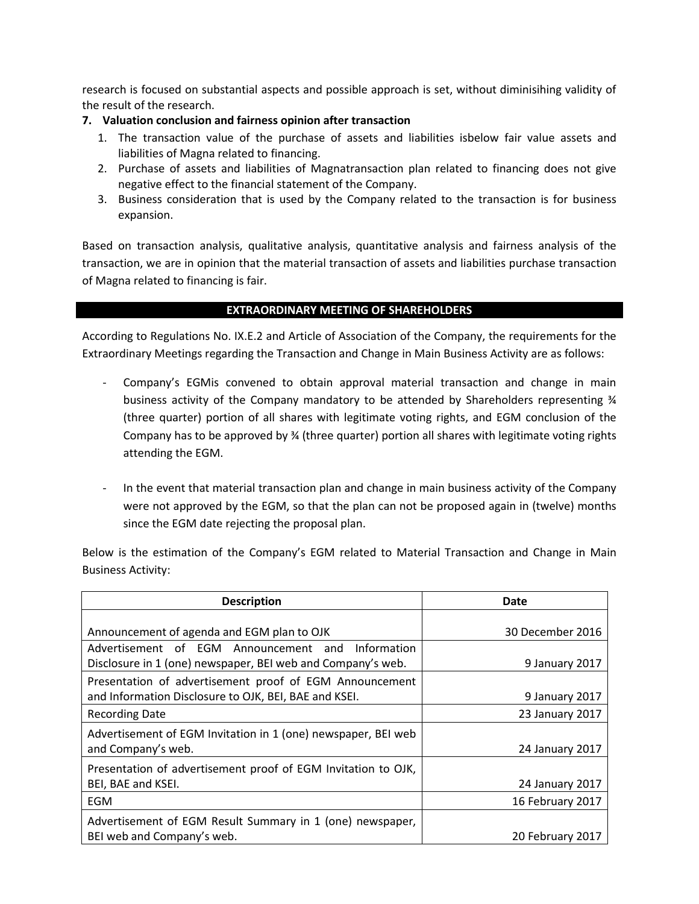research is focused on substantial aspects and possible approach is set, without diminisihing validity of the result of the research.

**7. Valuation conclusion and fairness opinion after transaction**

1. The transaction value of the purchase of assets and liabilities isbelow fair value assets and liabilities of Magna related to financing.
2. Purchase of assets and liabilities of Magnatransaction plan related to financing does not give negative effect to the financial statement of the Company.
3. Business consideration that is used by the Company related to the transaction is for business expansion.

Based on transaction analysis, qualitative analysis, quantitative analysis and fairness analysis of the transaction, we are in opinion that the material transaction of assets and liabilities purchase transaction of Magna related to financing is fair.

## EXTRAORDINARY MEETING OF SHAREHOLDERS

According to Regulations No. IX.E.2 and Article of Association of the Company, the requirements for the Extraordinary Meetings regarding the Transaction and Change in Main Business Activity are as follows:

- Company's EGMis convened to obtain approval material transaction and change in main business activity of the Company mandatory to be attended by Shareholders representing ¾ (three quarter) portion of all shares with legitimate voting rights, and EGM conclusion of the Company has to be approved by ¾ (three quarter) portion all shares with legitimate voting rights attending the EGM.

- In the event that material transaction plan and change in main business activity of the Company were not approved by the EGM, so that the plan can not be proposed again in (twelve) months since the EGM date rejecting the proposal plan.

Below is the estimation of the Company's EGM related to Material Transaction and Change in Main Business Activity:

| Description | Date |
|---|---|
| Announcement of agenda and EGM plan to OJK | 30 December 2016 |
| Advertisement of EGM Announcement and Information Disclosure in 1 (one) newspaper, BEI web and Company's web. | 9 January 2017 |
| Presentation of advertisement proof of EGM Announcement and Information Disclosure to OJK, BEI, BAE and KSEI. | 9 January 2017 |
| Recording Date | 23 January 2017 |
| Advertisement of EGM Invitation in 1 (one) newspaper, BEI web and Company's web. | 24 January 2017 |
| Presentation of advertisement proof of EGM Invitation to OJK, BEI, BAE and KSEI. | 24 January 2017 |
| EGM | 16 February 2017 |
| Advertisement of EGM Result Summary in 1 (one) newspaper, BEI web and Company's web. | 20 February 2017 |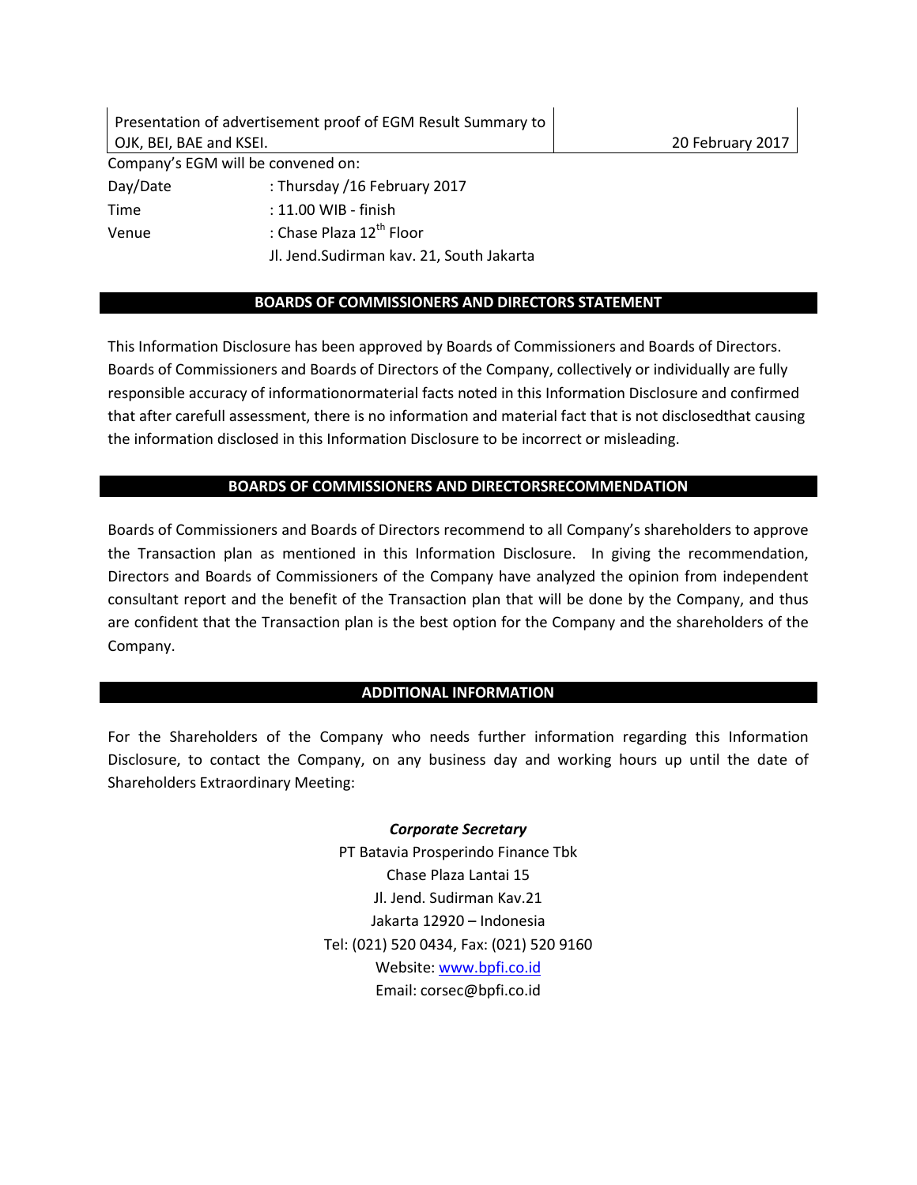| Presentation of advertisement proof of EGM Result Summary to OJK, BEI, BAE and KSEI. | 20 February 2017 |
| --- | --- |

Company's EGM will be convened on:

| | |
| --- | --- |
| Day/Date | : Thursday /16 February 2017 |
| Time | : 11.00 WIB - finish |
| Venue | : Chase Plaza 12th Floor<br>Jl. Jend.Sudirman kav. 21, South Jakarta |

## BOARDS OF COMMISSIONERS AND DIRECTORS STATEMENT

This Information Disclosure has been approved by Boards of Commissioners and Boards of Directors. Boards of Commissioners and Boards of Directors of the Company, collectively or individually are fully responsible accuracy of informationormaterial facts noted in this Information Disclosure and confirmed that after carefull assessment, there is no information and material fact that is not disclosedthat causing the information disclosed in this Information Disclosure to be incorrect or misleading.

## BOARDS OF COMMISSIONERS AND DIRECTORSRECOMMENDATION

Boards of Commissioners and Boards of Directors recommend to all Company's shareholders to approve the Transaction plan as mentioned in this Information Disclosure. In giving the recommendation, Directors and Boards of Commissioners of the Company have analyzed the opinion from independent consultant report and the benefit of the Transaction plan that will be done by the Company, and thus are confident that the Transaction plan is the best option for the Company and the shareholders of the Company.

## ADDITIONAL INFORMATION

For the Shareholders of the Company who needs further information regarding this Information Disclosure, to contact the Company, on any business day and working hours up until the date of Shareholders Extraordinary Meeting:

***Corporate Secretary***
PT Batavia Prosperindo Finance Tbk
Chase Plaza Lantai 15
Jl. Jend. Sudirman Kav.21
Jakarta 12920 – Indonesia
Tel: (021) 520 0434, Fax: (021) 520 9160
Website: www.bpfi.co.id
Email: corsec@bpfi.co.id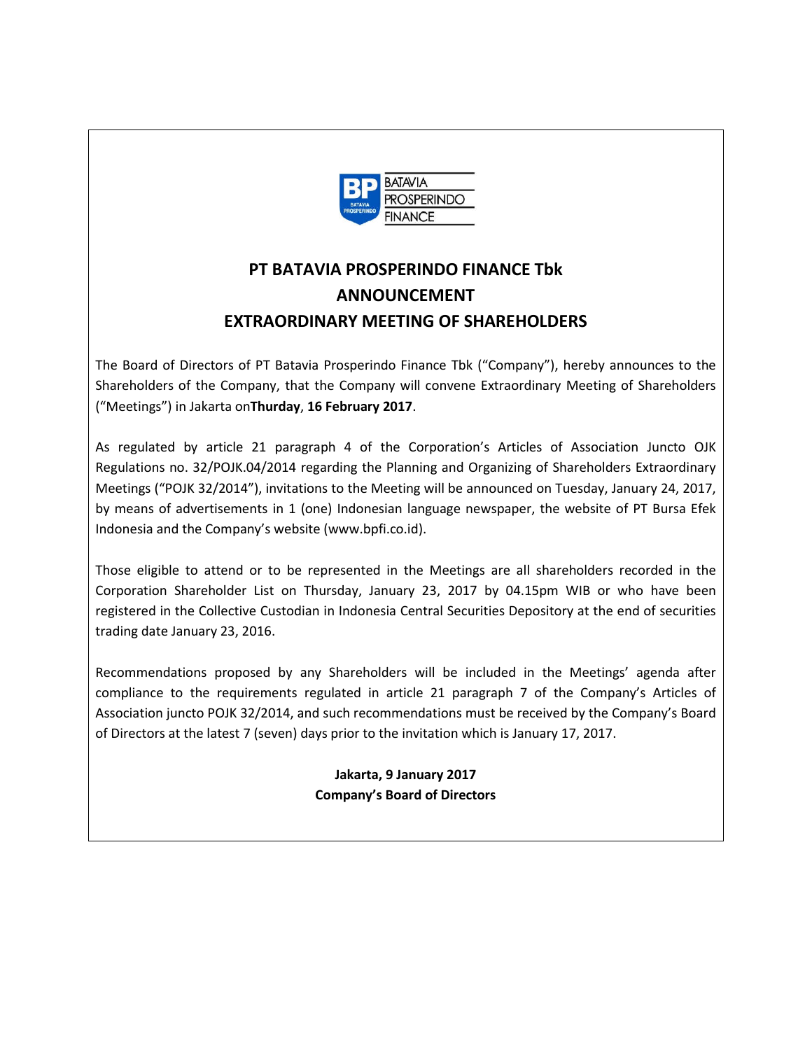# PT BATAVIA PROSPERINDO FINANCE Tbk
## ANNOUNCEMENT
## EXTRAORDINARY MEETING OF SHAREHOLDERS

The Board of Directors of PT Batavia Prosperindo Finance Tbk ("Company"), hereby announces to the Shareholders of the Company, that the Company will convene Extraordinary Meeting of Shareholders ("Meetings") in Jakarta on**Thurday**, **16 February 2017**.

As regulated by article 21 paragraph 4 of the Corporation's Articles of Association Juncto OJK Regulations no. 32/POJK.04/2014 regarding the Planning and Organizing of Shareholders Extraordinary Meetings ("POJK 32/2014"), invitations to the Meeting will be announced on Tuesday, January 24, 2017, by means of advertisements in 1 (one) Indonesian language newspaper, the website of PT Bursa Efek Indonesia and the Company's website (www.bpfi.co.id).

Those eligible to attend or to be represented in the Meetings are all shareholders recorded in the Corporation Shareholder List on Thursday, January 23, 2017 by 04.15pm WIB or who have been registered in the Collective Custodian in Indonesia Central Securities Depository at the end of securities trading date January 23, 2016.

Recommendations proposed by any Shareholders will be included in the Meetings' agenda after compliance to the requirements regulated in article 21 paragraph 7 of the Company's Articles of Association juncto POJK 32/2014, and such recommendations must be received by the Company's Board of Directors at the latest 7 (seven) days prior to the invitation which is January 17, 2017.

**Jakarta, 9 January 2017**
**Company's Board of Directors**